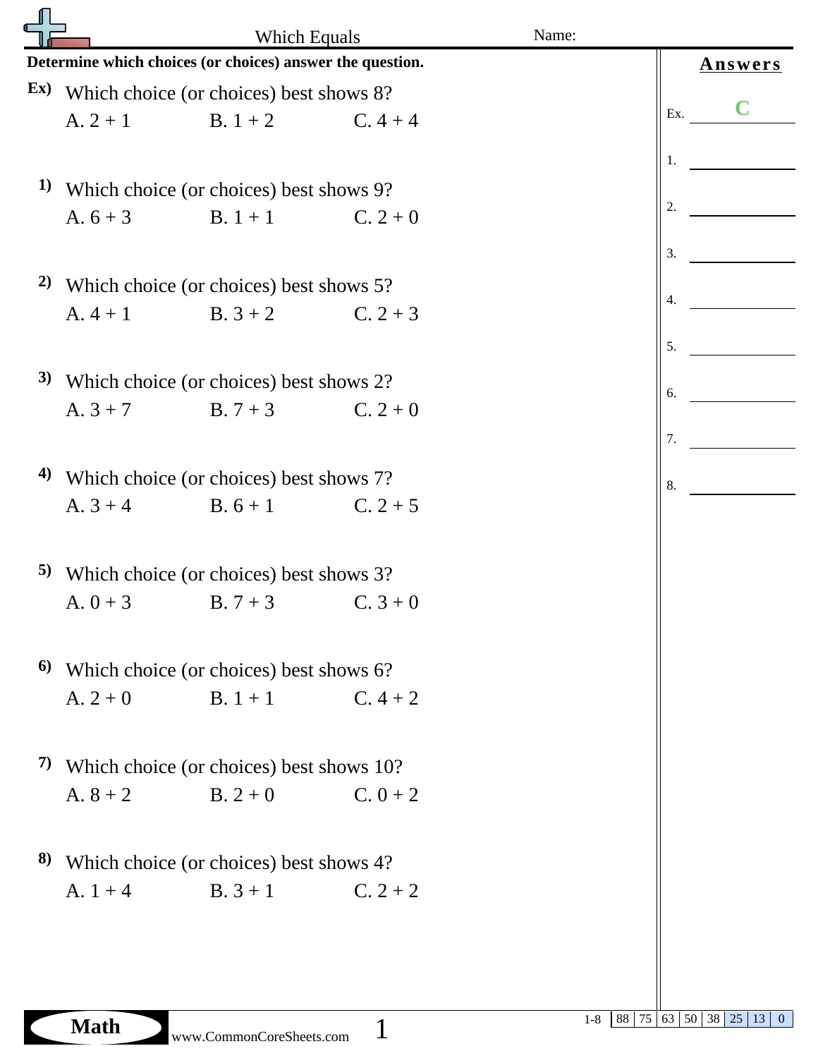# Which Equals

Name:

**Determine which choices (or choices) answer the question.**

**Ex)** Which choice (or choices) best shows 8?

A. 2 + 1 B. 1 + 2 C. 4 + 4

**1)** Which choice (or choices) best shows 9?

A. 6 + 3 B. 1 + 1 C. 2 + 0

**2)** Which choice (or choices) best shows 5?

A. 4 + 1 B. 3 + 2 C. 2 + 3

**3)** Which choice (or choices) best shows 2?

A. 3 + 7 B. 7 + 3 C. 2 + 0

**4)** Which choice (or choices) best shows 7?

A. 3 + 4 B. 6 + 1 C. 2 + 5

**5)** Which choice (or choices) best shows 3?

A. 0 + 3 B. 7 + 3 C. 3 + 0

**6)** Which choice (or choices) best shows 6?

A. 2 + 0 B. 1 + 1 C. 4 + 2

**7)** Which choice (or choices) best shows 10?

A. 8 + 2 B. 2 + 0 C. 0 + 2

**8)** Which choice (or choices) best shows 4?

A. 1 + 4 B. 3 + 1 C. 2 + 2

## Answers

Ex. C

1. ______

2. ______

3. ______

4. ______

5. ______

6. ______

7. ______

8. ______

| 1-8 | 88 | 75 | 63 | 50 | 38 | 25 | 13 | 0 |
|---|---|---|---|---|---|---|---|---|

Math www.CommonCoreSheets.com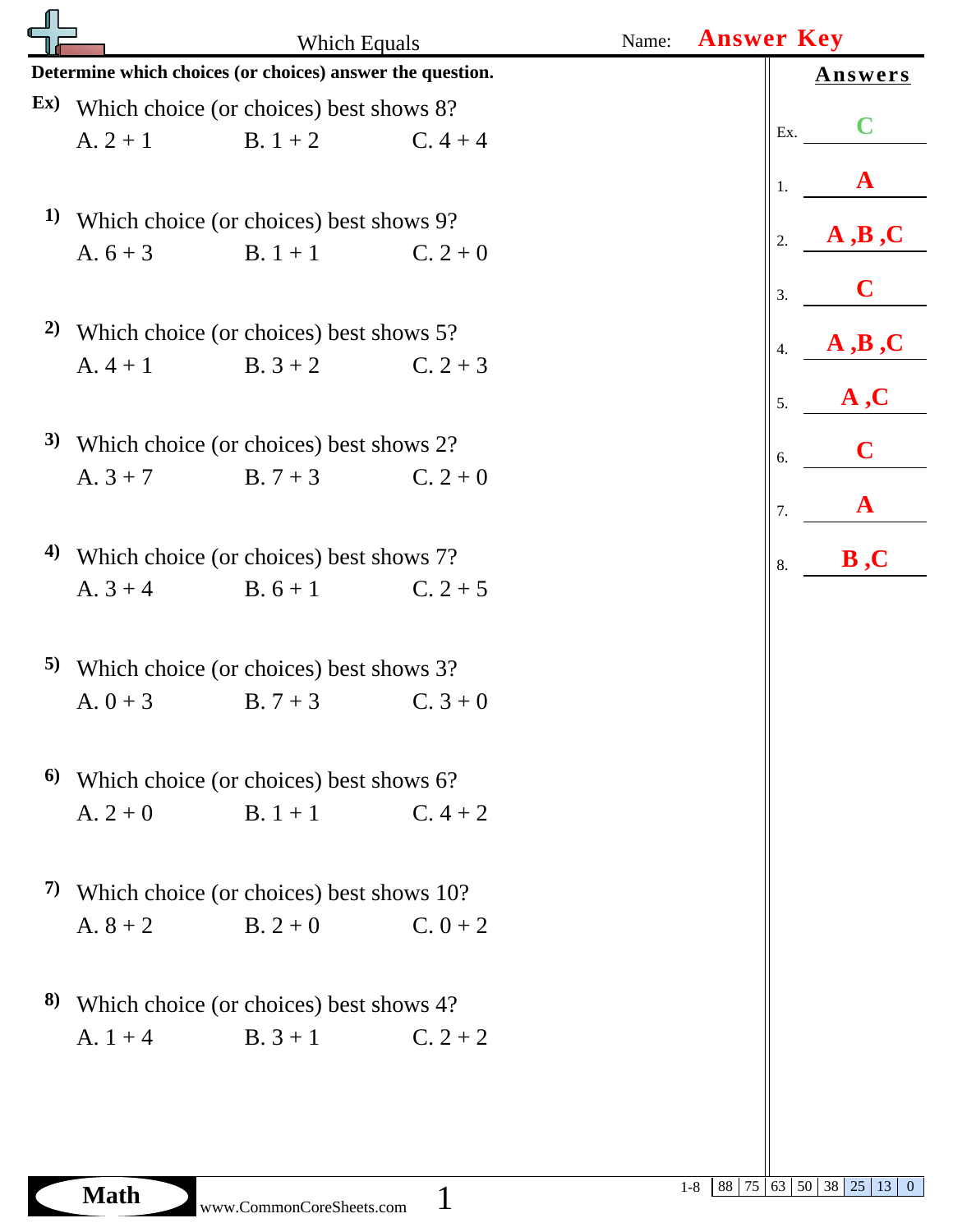Which Equals

Name: **Answer Key**

**Determine which choices (or choices) answer the question.**

**Ex)** Which choice (or choices) best shows 8?

A. $2 + 1$ B. $1 + 2$ C. $4 + 4$

**1)** Which choice (or choices) best shows 9?

A. $6 + 3$ B. $1 + 1$ C. $2 + 0$

**2)** Which choice (or choices) best shows 5?

A. $4 + 1$ B. $3 + 2$ C. $2 + 3$

**3)** Which choice (or choices) best shows 2?

A. $3 + 7$ B. $7 + 3$ C. $2 + 0$

**4)** Which choice (or choices) best shows 7?

A. $3 + 4$ B. $6 + 1$ C. $2 + 5$

**5)** Which choice (or choices) best shows 3?

A. $0 + 3$ B. $7 + 3$ C. $3 + 0$

**6)** Which choice (or choices) best shows 6?

A. $2 + 0$ B. $1 + 1$ C. $4 + 2$

**7)** Which choice (or choices) best shows 10?

A. $8 + 2$ B. $2 + 0$ C. $0 + 2$

**8)** Which choice (or choices) best shows 4?

A. $1 + 4$ B. $3 + 1$ C. $2 + 2$

**Answers**

Ex. C

1. A

2. A ,B ,C

3. C

4. A ,B ,C

5. A ,C

6. C

7. A

8. B ,C

Math

www.CommonCoreSheets.com

| 1-8 | 88 | 75 | 63 | 50 | 38 | 25 | 13 | 0 |
|---|---|---|---|---|---|---|---|---|